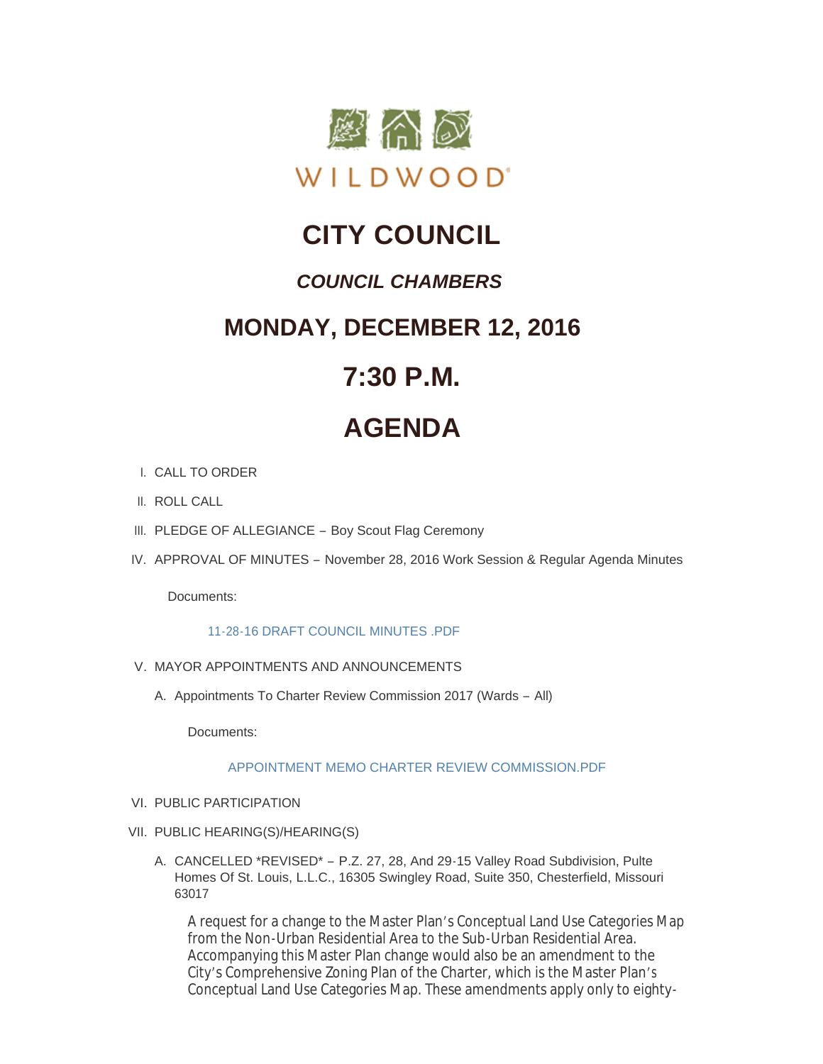WILDWOOD®

# CITY COUNCIL

## *COUNCIL CHAMBERS*

## MONDAY, DECEMBER 12, 2016

## 7:30 P.M.

# AGENDA

I. CALL TO ORDER

II. ROLL CALL

III. PLEDGE OF ALLEGIANCE – Boy Scout Flag Ceremony

IV. APPROVAL OF MINUTES – November 28, 2016 Work Session & Regular Agenda Minutes

   Documents:

   11-28-16 DRAFT COUNCIL MINUTES .PDF

V. MAYOR APPOINTMENTS AND ANNOUNCEMENTS

   A. Appointments To Charter Review Commission 2017 (Wards – All)

      Documents:

      APPOINTMENT MEMO CHARTER REVIEW COMMISSION.PDF

VI. PUBLIC PARTICIPATION

VII. PUBLIC HEARING(S)/HEARING(S)

   A. CANCELLED *REVISED* – P.Z. 27, 28, And 29-15 Valley Road Subdivision, Pulte Homes Of St. Louis, L.L.C., 16305 Swingley Road, Suite 350, Chesterfield, Missouri 63017

      A request for a change to the Master Plan's Conceptual Land Use Categories Map from the Non-Urban Residential Area to the Sub-Urban Residential Area. Accompanying this Master Plan change would also be an amendment to the City's Comprehensive Zoning Plan of the Charter, which is the Master Plan's Conceptual Land Use Categories Map. These amendments apply only to eighty-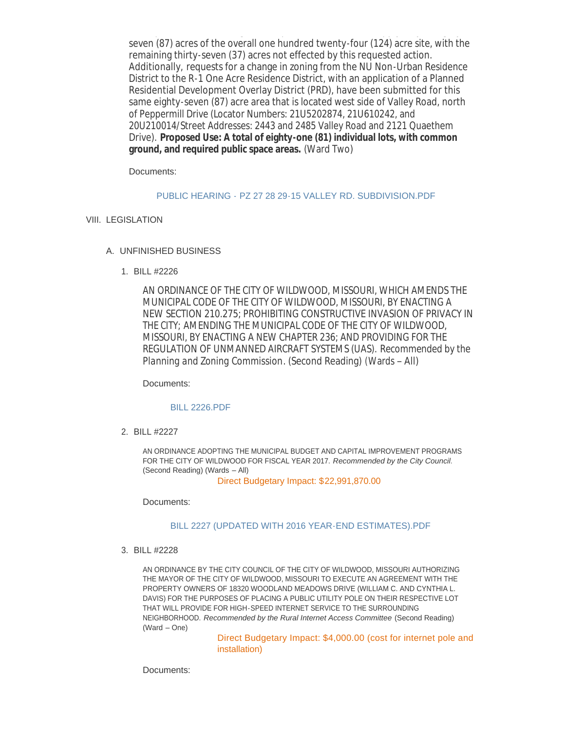seven (87) acres of the overall one hundred twenty-four (124) acre site, with the remaining thirty-seven (37) acres not effected by this requested action. Additionally, requests for a change in zoning from the NU Non-Urban Residence District to the R-1 One Acre Residence District, with an application of a Planned Residential Development Overlay District (PRD), have been submitted for this same eighty-seven (87) acre area that is located west side of Valley Road, north of Peppermill Drive (Locator Numbers: 21U5202874, 21U610242, and 20U210014/Street Addresses: 2443 and 2485 Valley Road and 2121 Quaethem Drive). **Proposed Use: A total of eighty-one (81) individual lots, with common ground, and required public space areas.** (Ward Two)

Documents:

PUBLIC HEARING - PZ 27 28 29-15 VALLEY RD. SUBDIVISION.PDF

VIII. LEGISLATION

A. UNFINISHED BUSINESS

1. BILL #2226

AN ORDINANCE OF THE CITY OF WILDWOOD, MISSOURI, WHICH AMENDS THE MUNICIPAL CODE OF THE CITY OF WILDWOOD, MISSOURI, BY ENACTING A NEW SECTION 210.275; PROHIBITING CONSTRUCTIVE INVASION OF PRIVACY IN THE CITY; AMENDING THE MUNICIPAL CODE OF THE CITY OF WILDWOOD, MISSOURI, BY ENACTING A NEW CHAPTER 236; AND PROVIDING FOR THE REGULATION OF UNMANNED AIRCRAFT SYSTEMS (UAS). *Recommended by the Planning and Zoning Commission.* (Second Reading) (Wards – All)

Documents:

BILL 2226.PDF

2. BILL #2227

AN ORDINANCE ADOPTING THE MUNICIPAL BUDGET AND CAPITAL IMPROVEMENT PROGRAMS FOR THE CITY OF WILDWOOD FOR FISCAL YEAR 2017. *Recommended by the City Council.* (Second Reading) (Wards – All)

Direct Budgetary Impact: $22,991,870.00

Documents:

BILL 2227 (UPDATED WITH 2016 YEAR-END ESTIMATES).PDF

3. BILL #2228

AN ORDINANCE BY THE CITY COUNCIL OF THE CITY OF WILDWOOD, MISSOURI AUTHORIZING THE MAYOR OF THE CITY OF WILDWOOD, MISSOURI TO EXECUTE AN AGREEMENT WITH THE PROPERTY OWNERS OF 18320 WOODLAND MEADOWS DRIVE (WILLIAM C. AND CYNTHIA L. DAVIS) FOR THE PURPOSES OF PLACING A PUBLIC UTILITY POLE ON THEIR RESPECTIVE LOT THAT WILL PROVIDE FOR HIGH-SPEED INTERNET SERVICE TO THE SURROUNDING NEIGHBORHOOD. *Recommended by the Rural Internet Access Committee* (Second Reading) (Ward – One)

Direct Budgetary Impact: $4,000.00 (cost for internet pole and installation)

Documents: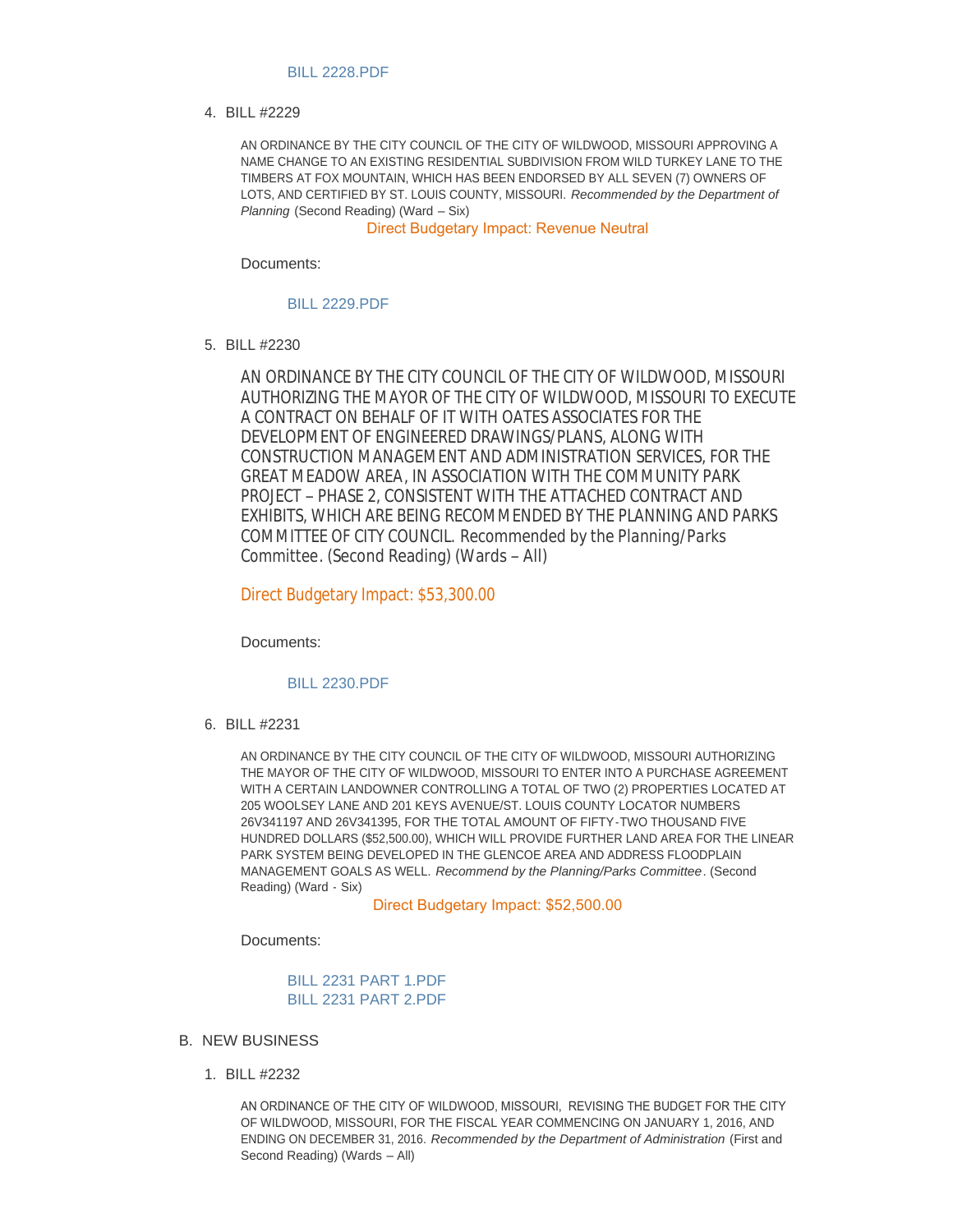BILL 2228.PDF

4. BILL #2229

AN ORDINANCE BY THE CITY COUNCIL OF THE CITY OF WILDWOOD, MISSOURI APPROVING A NAME CHANGE TO AN EXISTING RESIDENTIAL SUBDIVISION FROM WILD TURKEY LANE TO THE TIMBERS AT FOX MOUNTAIN, WHICH HAS BEEN ENDORSED BY ALL SEVEN (7) OWNERS OF LOTS, AND CERTIFIED BY ST. LOUIS COUNTY, MISSOURI. *Recommended by the Department of Planning* (Second Reading) (Ward – Six)

Direct Budgetary Impact: Revenue Neutral

Documents:

BILL 2229.PDF

5. BILL #2230

AN ORDINANCE BY THE CITY COUNCIL OF THE CITY OF WILDWOOD, MISSOURI AUTHORIZING THE MAYOR OF THE CITY OF WILDWOOD, MISSOURI TO EXECUTE A CONTRACT ON BEHALF OF IT WITH OATES ASSOCIATES FOR THE DEVELOPMENT OF ENGINEERED DRAWINGS/PLANS, ALONG WITH CONSTRUCTION MANAGEMENT AND ADMINISTRATION SERVICES, FOR THE GREAT MEADOW AREA, IN ASSOCIATION WITH THE COMMUNITY PARK PROJECT – PHASE 2, CONSISTENT WITH THE ATTACHED CONTRACT AND EXHIBITS, WHICH ARE BEING RECOMMENDED BY THE PLANNING AND PARKS COMMITTEE OF CITY COUNCIL. *Recommended by the Planning/Parks Committee*. (Second Reading) (Wards – All)

Direct Budgetary Impact: $53,300.00

Documents:

BILL 2230.PDF

6. BILL #2231

AN ORDINANCE BY THE CITY COUNCIL OF THE CITY OF WILDWOOD, MISSOURI AUTHORIZING THE MAYOR OF THE CITY OF WILDWOOD, MISSOURI TO ENTER INTO A PURCHASE AGREEMENT WITH A CERTAIN LANDOWNER CONTROLLING A TOTAL OF TWO (2) PROPERTIES LOCATED AT 205 WOOLSEY LANE AND 201 KEYS AVENUE/ST. LOUIS COUNTY LOCATOR NUMBERS 26V341197 AND 26V341395, FOR THE TOTAL AMOUNT OF FIFTY-TWO THOUSAND FIVE HUNDRED DOLLARS ($52,500.00), WHICH WILL PROVIDE FURTHER LAND AREA FOR THE LINEAR PARK SYSTEM BEING DEVELOPED IN THE GLENCOE AREA AND ADDRESS FLOODPLAIN MANAGEMENT GOALS AS WELL. *Recommend by the Planning/Parks Committee*. (Second Reading) (Ward - Six)

Direct Budgetary Impact: $52,500.00

Documents:

BILL 2231 PART 1.PDF
BILL 2231 PART 2.PDF

B. NEW BUSINESS

1. BILL #2232

AN ORDINANCE OF THE CITY OF WILDWOOD, MISSOURI, REVISING THE BUDGET FOR THE CITY OF WILDWOOD, MISSOURI, FOR THE FISCAL YEAR COMMENCING ON JANUARY 1, 2016, AND ENDING ON DECEMBER 31, 2016. *Recommended by the Department of Administration* (First and Second Reading) (Wards – All)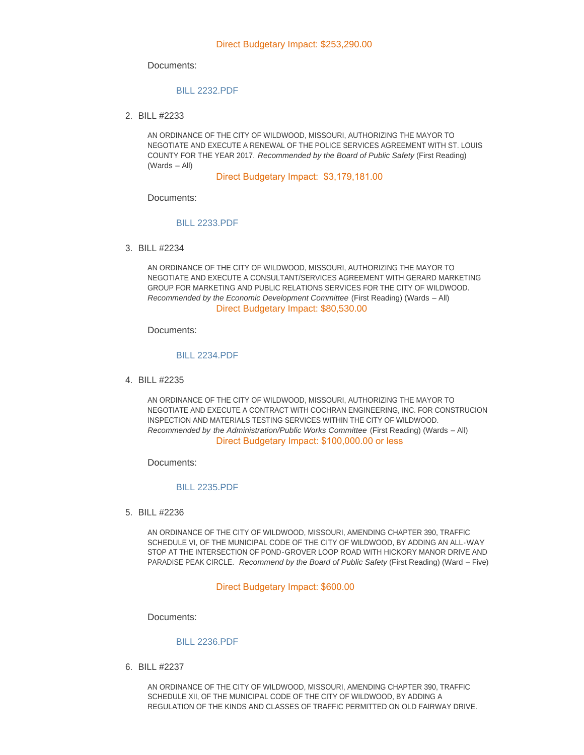Direct Budgetary Impact: $253,290.00

Documents:

BILL 2232.PDF

2. BILL #2233

AN ORDINANCE OF THE CITY OF WILDWOOD, MISSOURI, AUTHORIZING THE MAYOR TO NEGOTIATE AND EXECUTE A RENEWAL OF THE POLICE SERVICES AGREEMENT WITH ST. LOUIS COUNTY FOR THE YEAR 2017. *Recommended by the Board of Public Safety* (First Reading) (Wards – All)

Direct Budgetary Impact: $3,179,181.00

Documents:

BILL 2233.PDF

3. BILL #2234

AN ORDINANCE OF THE CITY OF WILDWOOD, MISSOURI, AUTHORIZING THE MAYOR TO NEGOTIATE AND EXECUTE A CONSULTANT/SERVICES AGREEMENT WITH GERARD MARKETING GROUP FOR MARKETING AND PUBLIC RELATIONS SERVICES FOR THE CITY OF WILDWOOD. *Recommended by the Economic Development Committee* (First Reading) (Wards – All)

Direct Budgetary Impact: $80,530.00

Documents:

BILL 2234.PDF

4. BILL #2235

AN ORDINANCE OF THE CITY OF WILDWOOD, MISSOURI, AUTHORIZING THE MAYOR TO NEGOTIATE AND EXECUTE A CONTRACT WITH COCHRAN ENGINEERING, INC. FOR CONSTRUCION INSPECTION AND MATERIALS TESTING SERVICES WITHIN THE CITY OF WILDWOOD. *Recommended by the Administration/Public Works Committee* (First Reading) (Wards – All)

Direct Budgetary Impact: $100,000.00 or less

Documents:

BILL 2235.PDF

5. BILL #2236

AN ORDINANCE OF THE CITY OF WILDWOOD, MISSOURI, AMENDING CHAPTER 390, TRAFFIC SCHEDULE VI, OF THE MUNICIPAL CODE OF THE CITY OF WILDWOOD, BY ADDING AN ALL-WAY STOP AT THE INTERSECTION OF POND-GROVER LOOP ROAD WITH HICKORY MANOR DRIVE AND PARADISE PEAK CIRCLE. *Recommend by the Board of Public Safety* (First Reading) (Ward – Five)

Direct Budgetary Impact: $600.00

Documents:

BILL 2236.PDF

6. BILL #2237

AN ORDINANCE OF THE CITY OF WILDWOOD, MISSOURI, AMENDING CHAPTER 390, TRAFFIC SCHEDULE XII, OF THE MUNICIPAL CODE OF THE CITY OF WILDWOOD, BY ADDING A REGULATION OF THE KINDS AND CLASSES OF TRAFFIC PERMITTED ON OLD FAIRWAY DRIVE.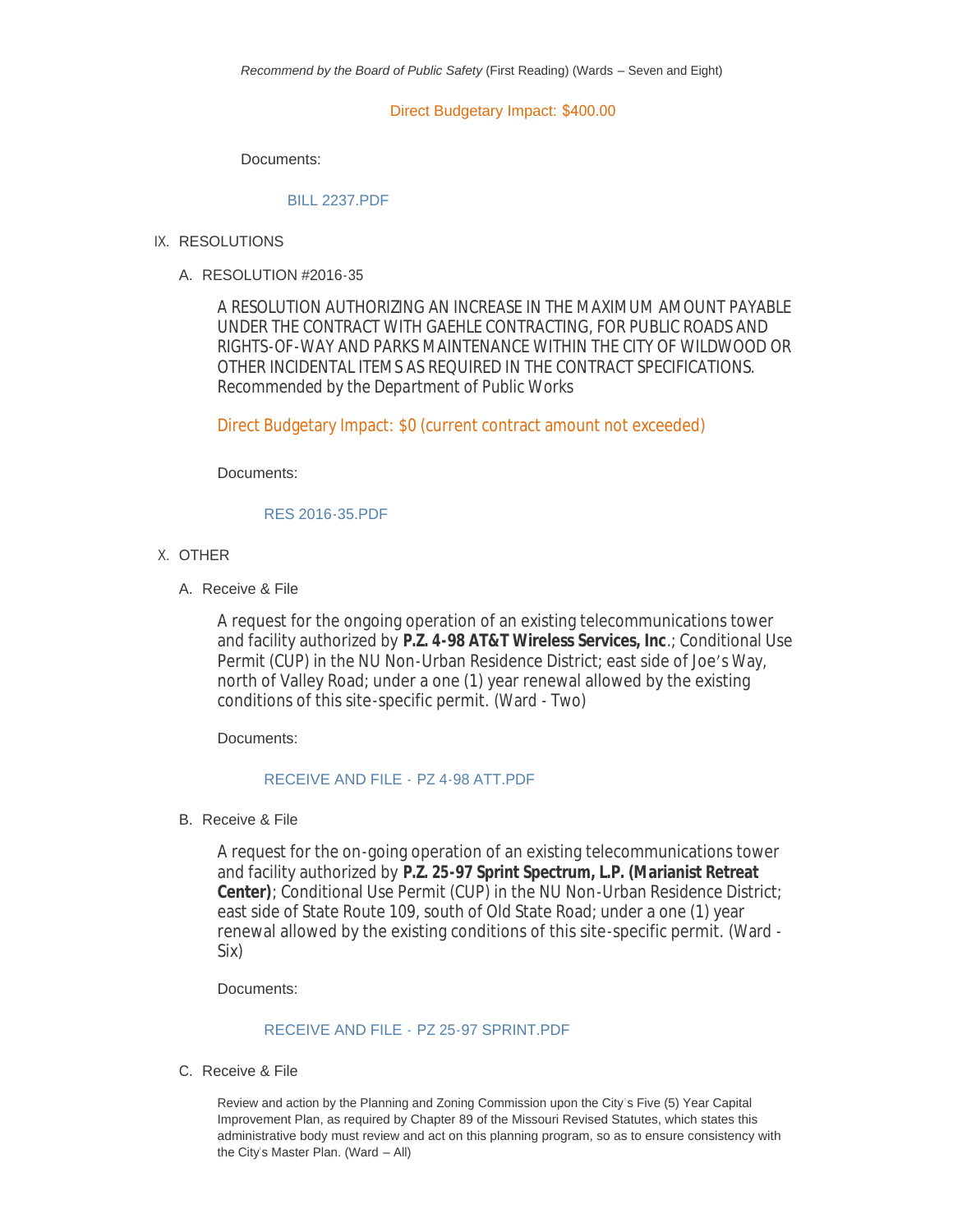*Recommend by the Board of Public Safety* (First Reading) (Wards – Seven and Eight)

Direct Budgetary Impact: $400.00

Documents:

BILL 2237.PDF

IX. RESOLUTIONS

A. RESOLUTION #2016-35

A RESOLUTION AUTHORIZING AN INCREASE IN THE MAXIMUM AMOUNT PAYABLE UNDER THE CONTRACT WITH GAEHLE CONTRACTING, FOR PUBLIC ROADS AND RIGHTS-OF-WAY AND PARKS MAINTENANCE WITHIN THE CITY OF WILDWOOD OR OTHER INCIDENTAL ITEMS AS REQUIRED IN THE CONTRACT SPECIFICATIONS. Recommended by the Department of Public Works

Direct Budgetary Impact: $0 (current contract amount not exceeded)

Documents:

RES 2016-35.PDF

X. OTHER

A. Receive & File

A request for the ongoing operation of an existing telecommunications tower and facility authorized by **P.Z. 4-98 AT&T Wireless Services, Inc**.; Conditional Use Permit (CUP) in the NU Non-Urban Residence District; east side of Joe's Way, north of Valley Road; under a one (1) year renewal allowed by the existing conditions of this site-specific permit. (Ward - Two)

Documents:

RECEIVE AND FILE - PZ 4-98 ATT.PDF

B. Receive & File

A request for the on-going operation of an existing telecommunications tower and facility authorized by **P.Z. 25-97 Sprint Spectrum, L.P. (Marianist Retreat Center)**; Conditional Use Permit (CUP) in the NU Non-Urban Residence District; east side of State Route 109, south of Old State Road; under a one (1) year renewal allowed by the existing conditions of this site-specific permit. (Ward - Six)

Documents:

RECEIVE AND FILE - PZ 25-97 SPRINT.PDF

C. Receive & File

Review and action by the Planning and Zoning Commission upon the City's Five (5) Year Capital Improvement Plan, as required by Chapter 89 of the Missouri Revised Statutes, which states this administrative body must review and act on this planning program, so as to ensure consistency with the City's Master Plan. (Ward – All)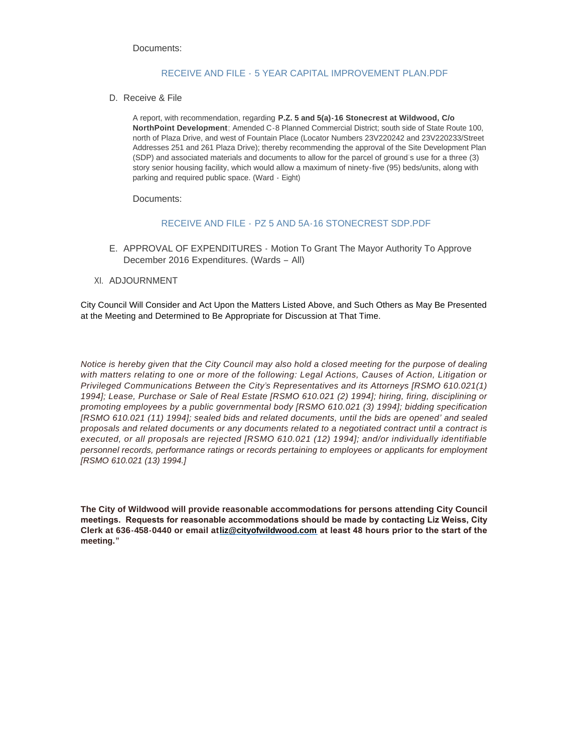Documents:

RECEIVE AND FILE - 5 YEAR CAPITAL IMPROVEMENT PLAN.PDF

D. Receive & File

A report, with recommendation, regarding **P.Z. 5 and 5(a)-16 Stonecrest at Wildwood, C/o NorthPoint Development**; Amended C-8 Planned Commercial District; south side of State Route 100, north of Plaza Drive, and west of Fountain Place (Locator Numbers 23V220242 and 23V220233/Street Addresses 251 and 261 Plaza Drive); thereby recommending the approval of the Site Development Plan (SDP) and associated materials and documents to allow for the parcel of ground's use for a three (3) story senior housing facility, which would allow a maximum of ninety-five (95) beds/units, along with parking and required public space. (Ward - Eight)

Documents:

RECEIVE AND FILE - PZ 5 AND 5A-16 STONECREST SDP.PDF

E. APPROVAL OF EXPENDITURES - Motion To Grant The Mayor Authority To Approve December 2016 Expenditures. (Wards – All)

XI. ADJOURNMENT

City Council Will Consider and Act Upon the Matters Listed Above, and Such Others as May Be Presented at the Meeting and Determined to Be Appropriate for Discussion at That Time.

*Notice is hereby given that the City Council may also hold a closed meeting for the purpose of dealing with matters relating to one or more of the following: Legal Actions, Causes of Action, Litigation or Privileged Communications Between the City's Representatives and its Attorneys [RSMO 610.021(1) 1994]; Lease, Purchase or Sale of Real Estate [RSMO 610.021 (2) 1994]; hiring, firing, disciplining or promoting employees by a public governmental body [RSMO 610.021 (3) 1994]; bidding specification [RSMO 610.021 (11) 1994]; sealed bids and related documents, until the bids are opened' and sealed proposals and related documents or any documents related to a negotiated contract until a contract is executed, or all proposals are rejected [RSMO 610.021 (12) 1994]; and/or individually identifiable personnel records, performance ratings or records pertaining to employees or applicants for employment [RSMO 610.021 (13) 1994.]*

**The City of Wildwood will provide reasonable accommodations for persons attending City Council meetings. Requests for reasonable accommodations should be made by contacting Liz Weiss, City Clerk at 636-458-0440 or email at liz@cityofwildwood.com at least 48 hours prior to the start of the meeting."**